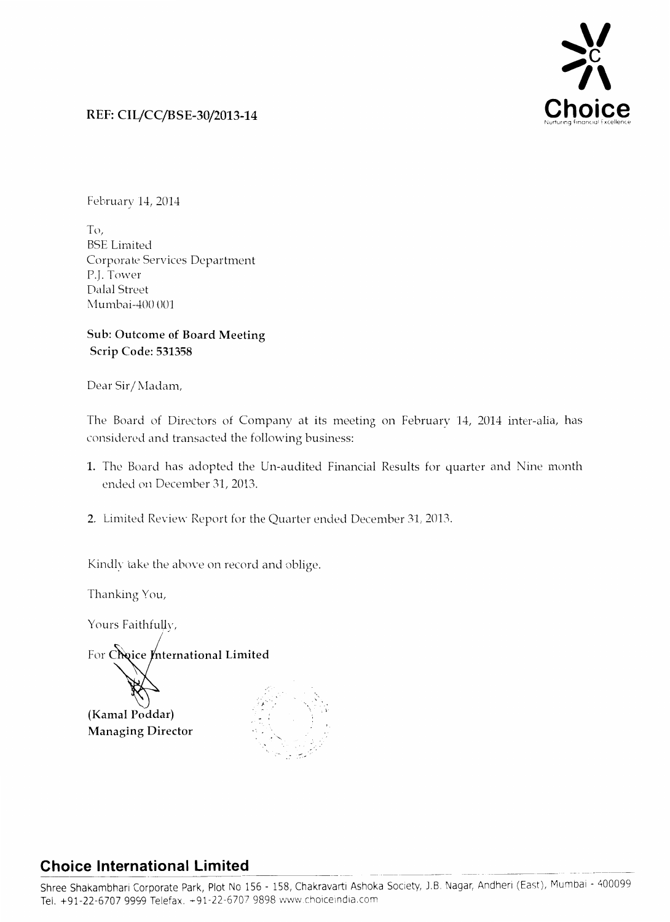**REF: CIL/CC/BSE-30/2013-14**

February 14, 2014

To,
BSE Limited
Corporate Services Department
P.J. Tower
Dalal Street
Mumbai-400 001

**Sub: Outcome of Board Meeting**
**Scrip Code: 531358**

Dear Sir/Madam,

The Board of Directors of Company at its meeting on February 14, 2014 inter-alia, has considered and transacted the following business:

1. The Board has adopted the Un-audited Financial Results for quarter and Nine month ended on December 31, 2013.

2. Limited Review Report for the Quarter ended December 31, 2013.

Kindly take the above on record and oblige.

Thanking You,

Yours Faithfully,

For **Choice International Limited**

**(Kamal Poddar)**
**Managing Director**

**Choice International Limited**

Shree Shakambhari Corporate Park, Plot No 156 - 158, Chakravarti Ashoka Society, J.B. Nagar, Andheri (East), Mumbai - 400099
Tel. +91-22-6707 9999 Telefax. +91-22-6707 9898 www.choiceindia.com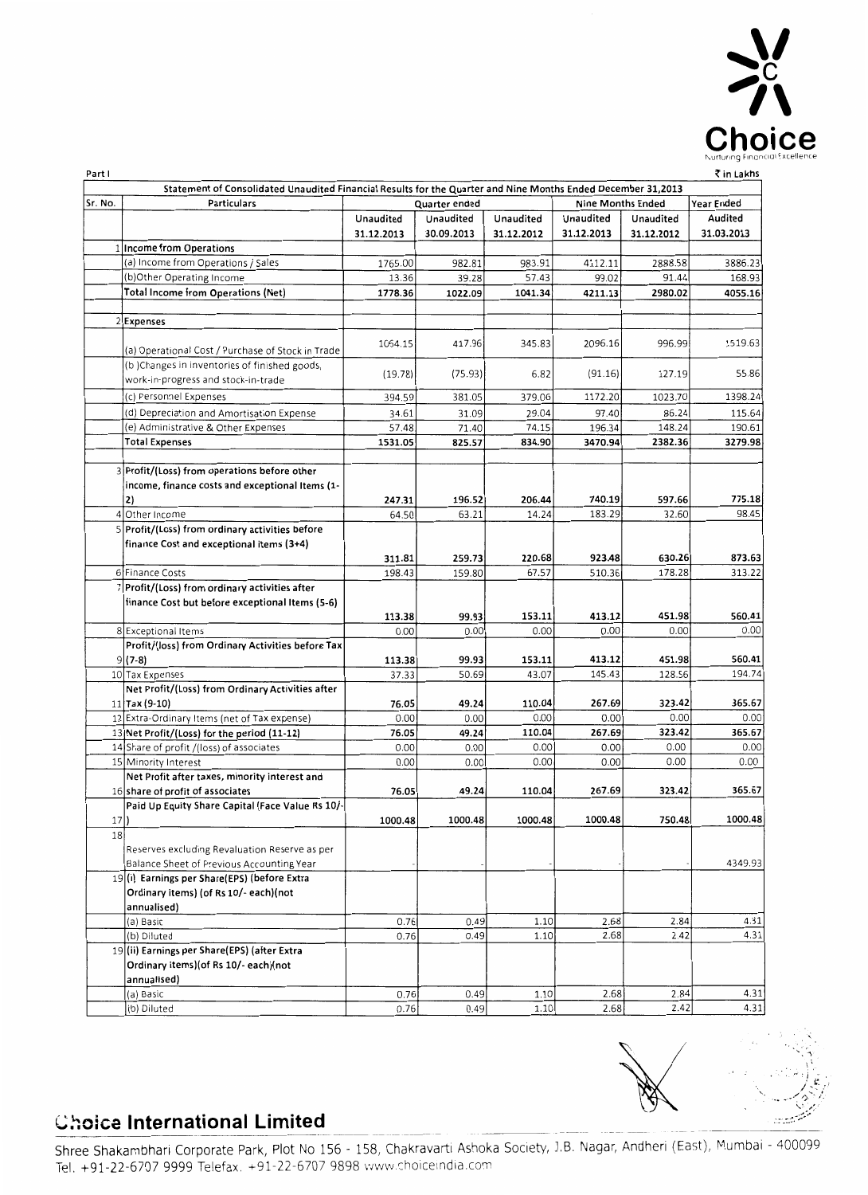Part I

₹ in Lakhs

| Statement of Consolidated Unaudited Financial Results for the Quarter and Nine Months Ended December 31,2013 | | | | | | | |
|---|---|---|---|---|---|---|---|
| Sr. No. | Particulars | Quarter ended | | | Nine Months Ended | | Year Ended |
| | | Unaudited 31.12.2013 | Unaudited 30.09.2013 | Unaudited 31.12.2012 | Unaudited 31.12.2013 | Unaudited 31.12.2012 | Audited 31.03.2013 |
| 1 | **Income from Operations** | | | | | | |
| | (a) Income from Operations / Sales | 1765.00 | 982.81 | 983.91 | 4112.11 | 2888.58 | 3886.23 |
| | (b)Other Operating Income | 13.36 | 39.28 | 57.43 | 99.02 | 91.44 | 168.93 |
| | **Total Income from Operations (Net)** | **1778.36** | **1022.09** | **1041.34** | **4211.13** | **2980.02** | **4055.16** |
| 2 | **Expenses** | | | | | | |
| | (a) Operational Cost / Purchase of Stock in Trade | 1064.15 | 417.96 | 345.83 | 2096.16 | 996.99 | 1519.63 |
| | (b )Changes in inventories of finished goods, work-in-progress and stock-in-trade | (19.78) | (75.93) | 6.82 | (91.16) | 127.19 | 55.86 |
| | (c) Personnel Expenses | 394.59 | 381.05 | 379.06 | 1172.20 | 1023.70 | 1398.24 |
| | (d) Depreciation and Amortisation Expense | 34.61 | 31.09 | 29.04 | 97.40 | 86.24 | 115.64 |
| | (e) Administrative & Other Expenses | 57.48 | 71.40 | 74.15 | 196.34 | 148.24 | 190.61 |
| | **Total Expenses** | **1531.05** | **825.57** | **834.90** | **3470.94** | **2382.36** | **3279.98** |
| 3 | **Profit/(Loss) from operations before other income, finance costs and exceptional Items (1-2)** | **247.31** | **196.52** | **206.44** | **740.19** | **597.66** | **775.18** |
| 4 | Other Income | 64.50 | 63.21 | 14.24 | 183.29 | 32.60 | 98.45 |
| 5 | **Profit/(Loss) from ordinary activities before finance Cost and exceptional items (3+4)** | **311.81** | **259.73** | **220.68** | **923.48** | **630.26** | **873.63** |
| 6 | Finance Costs | 198.43 | 159.80 | 67.57 | 510.36 | 178.28 | 313.22 |
| 7 | **Profit/(Loss) from ordinary activities after finance Cost but before exceptional Items (5-6)** | **113.38** | **99.93** | **153.11** | **413.12** | **451.98** | **560.41** |
| 8 | Exceptional Items | 0.00 | 0.00 | 0.00 | 0.00 | 0.00 | 0.00 |
| 9 | **Profit/(loss) from Ordinary Activities before Tax (7-8)** | **113.38** | **99.93** | **153.11** | **413.12** | **451.98** | **560.41** |
| 10 | Tax Expenses | 37.33 | 50.69 | 43.07 | 145.43 | 128.56 | 194.74 |
| 11 | **Net Profit/(Loss) from Ordinary Activities after Tax (9-10)** | **76.05** | **49.24** | **110.04** | **267.69** | **323.42** | **365.67** |
| 12 | Extra-Ordinary Items (net of Tax expense) | 0.00 | 0.00 | 0.00 | 0.00 | 0.00 | 0.00 |
| 13 | **Net Profit/(Loss) for the period (11-12)** | **76.05** | **49.24** | **110.04** | **267.69** | **323.42** | **365.67** |
| 14 | Share of profit /(loss) of associates | 0.00 | 0.00 | 0.00 | 0.00 | 0.00 | 0.00 |
| 15 | Minority Interest | 0.00 | 0.00 | 0.00 | 0.00 | 0.00 | 0.00 |
| 16 | **Net Profit after taxes, minority interest and share of profit of associates** | **76.05** | **49.24** | **110.04** | **267.69** | **323.42** | **365.67** |
| 17 | **Paid Up Equity Share Capital (Face Value Rs 10/-)** | **1000.48** | **1000.48** | **1000.48** | **1000.48** | **750.48** | **1000.48** |
| 18 | Reserves excluding Revaluation Reserve as per Balance Sheet of Previous Accounting Year | - | - | - | - | - | 4349.93 |
| 19 | **(i) Earnings per Share(EPS) (before Extra Ordinary items) (of Rs 10/- each)(not annualised)** | | | | | | |
| | (a) Basic | 0.76 | 0.49 | 1.10 | 2.68 | 2.84 | 4.31 |
| | (b) Diluted | 0.76 | 0.49 | 1.10 | 2.68 | 2.42 | 4.31 |
| 19 | **(ii) Earnings per Share(EPS) (after Extra Ordinary items)(of Rs 10/- each)(not annualised)** | | | | | | |
| | (a) Basic | 0.76 | 0.49 | 1.10 | 2.68 | 2.84 | 4.31 |
| | (b) Diluted | 0.76 | 0.49 | 1.10 | 2.68 | 2.42 | 4.31 |

**Choice International Limited**

Shree Shakambhari Corporate Park, Plot No 156 - 158, Chakravarti Ashoka Society, J.B. Nagar, Andheri (East), Mumbai - 400099
Tel. +91-22-6707 9999 Telefax. +91-22-6707 9898 www.choiceindia.com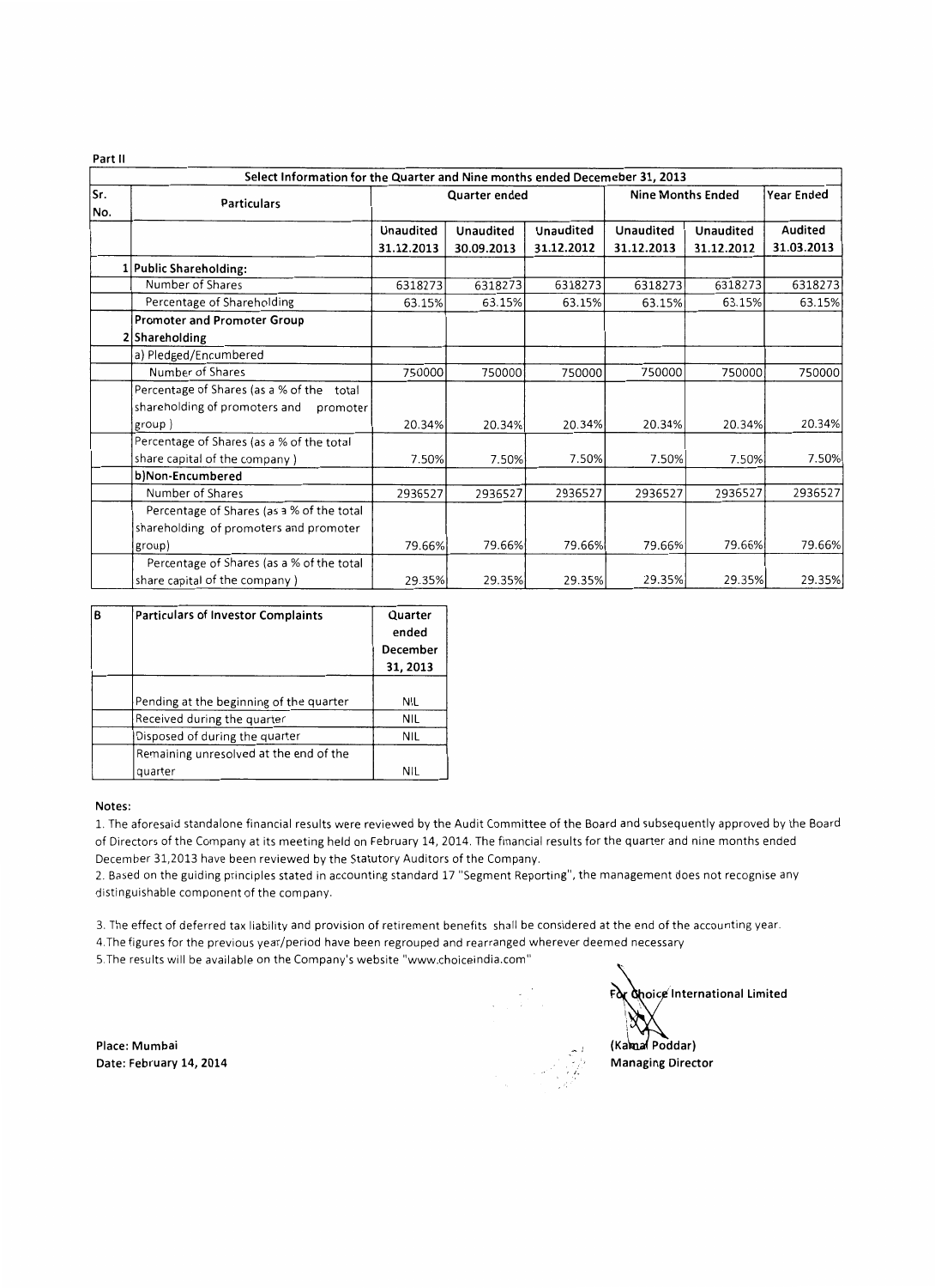Part II

| Sr. No. | Particulars | Quarter ended | | | Nine Months Ended | | Year Ended |
|---|---|---|---|---|---|---|---|
| | Select Information for the Quarter and Nine months ended Decemeber 31, 2013 | | | | | | |
| | | Unaudited 31.12.2013 | Unaudited 30.09.2013 | Unaudited 31.12.2012 | Unaudited 31.12.2013 | Unaudited 31.12.2012 | Audited 31.03.2013 |
| 1 | **Public Shareholding:** | | | | | | |
| | Number of Shares | 6318273 | 6318273 | 6318273 | 6318273 | 6318273 | 6318273 |
| | Percentage of Shareholding | 63.15% | 63.15% | 63.15% | 63.15% | 63.15% | 63.15% |
| 2 | **Promoter and Promoter Group Shareholding** | | | | | | |
| | a) Pledged/Encumbered | | | | | | |
| | Number of Shares | 750000 | 750000 | 750000 | 750000 | 750000 | 750000 |
| | Percentage of Shares (as a % of the total shareholding of promoters and promoter group) | 20.34% | 20.34% | 20.34% | 20.34% | 20.34% | 20.34% |
| | Percentage of Shares (as a % of the total share capital of the company) | 7.50% | 7.50% | 7.50% | 7.50% | 7.50% | 7.50% |
| | **b)Non-Encumbered** | | | | | | |
| | Number of Shares | 2936527 | 2936527 | 2936527 | 2936527 | 2936527 | 2936527 |
| | Percentage of Shares (as a % of the total shareholding of promoters and promoter group) | 79.66% | 79.66% | 79.66% | 79.66% | 79.66% | 79.66% |
| | Percentage of Shares (as a % of the total share capital of the company) | 29.35% | 29.35% | 29.35% | 29.35% | 29.35% | 29.35% |

| B | Particulars of Investor Complaints | Quarter ended December 31, 2013 |
|---|---|---|
| | Pending at the beginning of the quarter | NIL |
| | Received during the quarter | NIL |
| | Disposed of during the quarter | NIL |
| | Remaining unresolved at the end of the quarter | NIL |

**Notes:**

1. The aforesaid standalone financial results were reviewed by the Audit Committee of the Board and subsequently approved by the Board of Directors of the Company at its meeting held on February 14, 2014. The financial results for the quarter and nine months ended December 31,2013 have been reviewed by the Statutory Auditors of the Company.
2. Based on the guiding principles stated in accounting standard 17 "Segment Reporting", the management does not recognise any distinguishable component of the company.
3. The effect of deferred tax liability and provision of retirement benefits shall be considered at the end of the accounting year.
4. The figures for the previous year/period have been regrouped and rearranged wherever deemed necessary
5. The results will be available on the Company's website "www.choiceindia.com"

For Choice International Limited

(Kamal Poddar)
**Managing Director**

**Place: Mumbai**
**Date: February 14, 2014**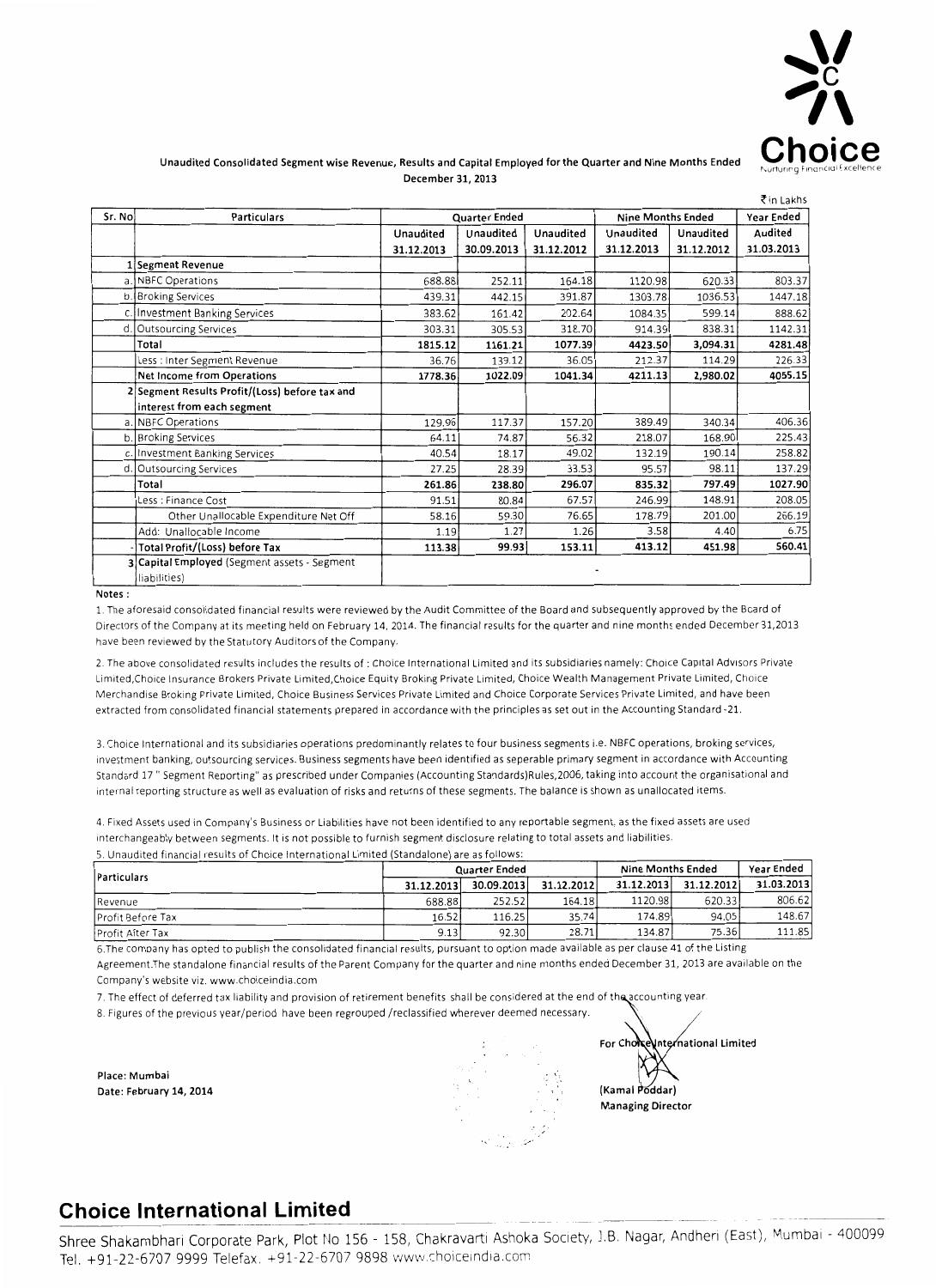Choice
Nurturing Financial Excellence

**Unaudited Consolidated Segment wise Revenue, Results and Capital Employed for the Quarter and Nine Months Ended December 31, 2013**

₹ in Lakhs

| Sr. No | Particulars | Quarter Ended | | | Nine Months Ended | | Year Ended |
|---|---|---|---|---|---|---|---|
| | | Unaudited 31.12.2013 | Unaudited 30.09.2013 | Unaudited 31.12.2012 | Unaudited 31.12.2013 | Unaudited 31.12.2012 | Audited 31.03.2013 |
| 1 | **Segment Revenue** | | | | | | |
| a. | NBFC Operations | 688.88 | 252.11 | 164.18 | 1120.98 | 620.33 | 803.37 |
| b. | Broking Services | 439.31 | 442.15 | 391.87 | 1303.78 | 1036.53 | 1447.18 |
| c. | Investment Banking Services | 383.62 | 161.42 | 202.64 | 1084.35 | 599.14 | 888.62 |
| d. | Outsourcing Services | 303.31 | 305.53 | 318.70 | 914.39 | 838.31 | 1142.31 |
| | **Total** | **1815.12** | **1161.21** | **1077.39** | **4423.50** | **3,094.31** | **4281.48** |
| | Less : Inter Segment Revenue | 36.76 | 139.12 | 36.05 | 212.37 | 114.29 | 226.33 |
| | **Net Income from Operations** | **1778.36** | **1022.09** | **1041.34** | **4211.13** | **2,980.02** | **4055.15** |
| 2 | **Segment Results Profit/(Loss) before tax and interest from each segment** | | | | | | |
| a. | NBFC Operations | 129.96 | 117.37 | 157.20 | 389.49 | 340.34 | 406.36 |
| b. | Broking Services | 64.11 | 74.87 | 56.32 | 218.07 | 168.90 | 225.43 |
| c. | Investment Banking Services | 40.54 | 18.17 | 49.02 | 132.19 | 190.14 | 258.82 |
| d. | Outsourcing Services | 27.25 | 28.39 | 33.53 | 95.57 | 98.11 | 137.29 |
| | **Total** | **261.86** | **238.80** | **296.07** | **835.32** | **797.49** | **1027.90** |
| | Less : Finance Cost | 91.51 | 80.84 | 67.57 | 246.99 | 148.91 | 208.05 |
| | Other Unallocable Expenditure Net Off | 58.16 | 59.30 | 76.65 | 178.79 | 201.00 | 266.19 |
| | Add: Unallocable Income | 1.19 | 1.27 | 1.26 | 3.58 | 4.40 | 6.75 |
| - | **Total Profit/(Loss) before Tax** | **113.38** | **99.93** | **153.11** | **413.12** | **451.98** | **560.41** |
| 3 | **Capital Employed** (Segment assets - Segment liabilities) | | | - | | | |

**Notes :**

1. The aforesaid consolidated financial results were reviewed by the Audit Committee of the Board and subsequently approved by the Board of Directors of the Company at its meeting held on February 14, 2014. The financial results for the quarter and nine months ended December 31,2013 have been reviewed by the Statutory Auditors of the Company.

2. The above consolidated results includes the results of : Choice International Limited and its subsidiaries namely: Choice Capital Advisors Private Limited,Choice Insurance Brokers Private Limited,Choice Equity Broking Private Limited, Choice Wealth Management Private Limited, Choice Merchandise Broking Private Limited, Choice Business Services Private Limited and Choice Corporate Services Private Limited, and have been extracted from consolidated financial statements prepared in accordance with the principles as set out in the Accounting Standard -21.

3. Choice International and its subsidiaries operations predominantly relates to four business segments i.e. NBFC operations, broking services, investment banking, outsourcing services. Business segments have been identified as seperable primary segment in accordance with Accounting Standard 17 " Segment Reporting" as prescribed under Companies (Accounting Standards)Rules,2006, taking into account the organisational and internal reporting structure as well as evaluation of risks and returns of these segments. The balance is shown as unallocated items.

4. Fixed Assets used in Company's Business or Liabilities have not been identified to any reportable segment, as the fixed assets are used interchangeably between segments. It is not possible to furnish segment disclosure relating to total assets and liabilities.

5. Unaudited financial results of Choice International Limited (Standalone) are as follows:

| Particulars | Quarter Ended | | | Nine Months Ended | | Year Ended |
|---|---|---|---|---|---|---|
| | 31.12.2013 | 30.09.2013 | 31.12.2012 | 31.12.2013 | 31.12.2012 | 31.03.2013 |
| Revenue | 688.88 | 252.52 | 164.18 | 1120.98 | 620.33 | 806.62 |
| Profit Before Tax | 16.52 | 116.25 | 35.74 | 174.89 | 94.05 | 148.67 |
| Profit After Tax | 9.13 | 92.30 | 28.71 | 134.87 | 75.36 | 111.85 |

6. The company has opted to publish the consolidated financial results, pursuant to option made available as per clause 41 of the Listing Agreement.The standalone financial results of the Parent Company for the quarter and nine months ended December 31, 2013 are available on the Company's website viz. www.choiceindia.com

7. The effect of deferred tax liability and provision of retirement benefits shall be considered at the end of the accounting year.

8. Figures of the previous year/period have been regrouped /reclassified wherever deemed necessary.

Place: Mumbai
Date: February 14, 2014

For Choice International Limited

(Kamal Poddar)
Managing Director

## Choice International Limited

Shree Shakambhari Corporate Park, Plot No 156 - 158, Chakravarti Ashoka Society, J.B. Nagar, Andheri (East), Mumbai - 400099
Tel. +91-22-6707 9999 Telefax. +91-22-6707 9898 www.choiceindia.com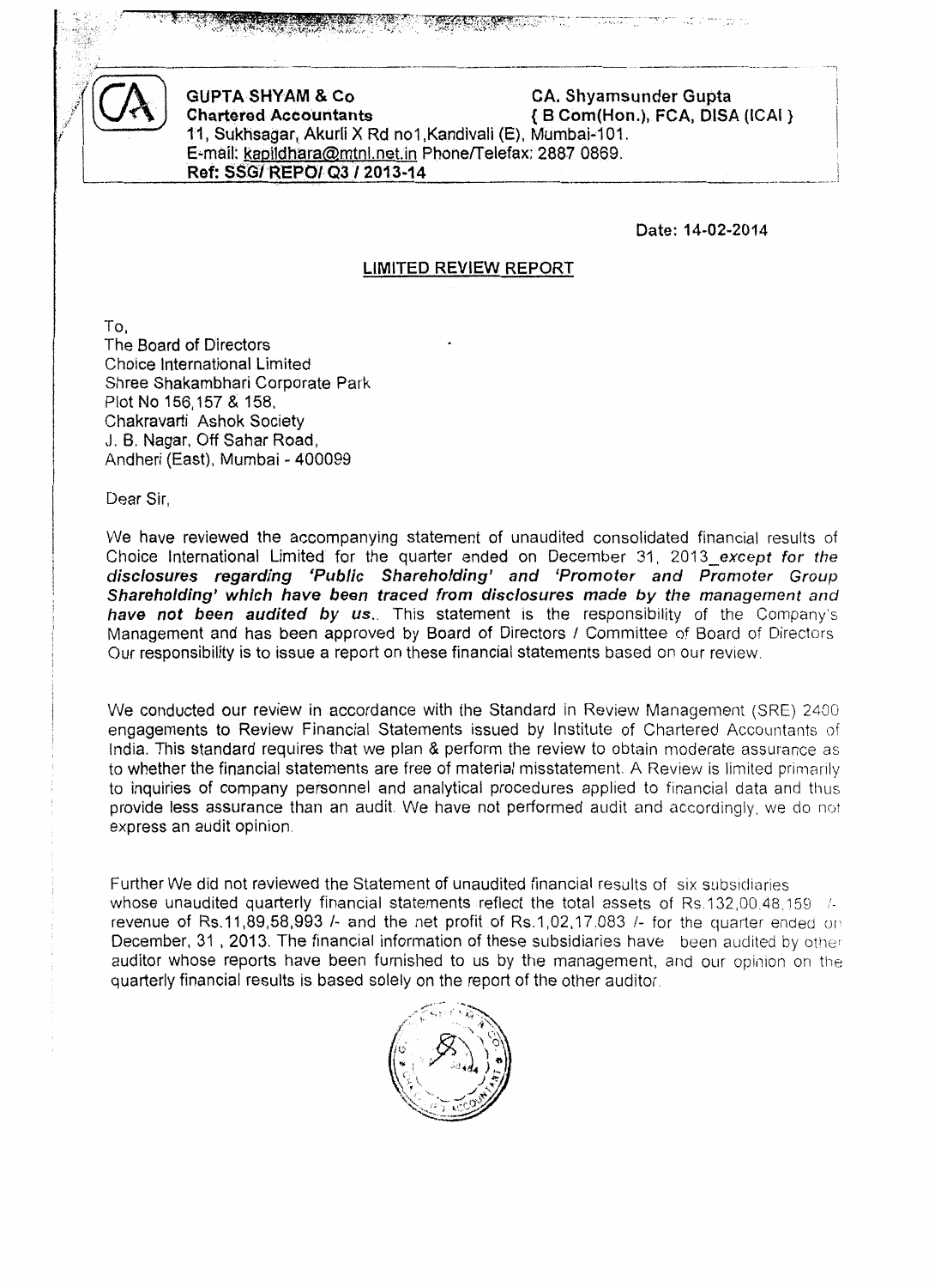**GUPTA SHYAM & Co**
**Chartered Accountants**

**CA. Shyamsunder Gupta**
**{ B Com(Hon.), FCA, DISA (ICAI }**

11, Sukhsagar, Akurli X Rd no1,Kandivali (E), Mumbai-101.
E-mail: kapildhara@mtnl.net.in Phone/Telefax: 2887 0869.
**Ref: SSG/ REPO/ Q3 / 2013-14**

Date: 14-02-2014

## LIMITED REVIEW REPORT

To,
The Board of Directors
Choice International Limited
Shree Shakambhari Corporate Park
Plot No 156,157 & 158,
Chakravarti Ashok Society
J. B. Nagar, Off Sahar Road,
Andheri (East), Mumbai - 400099

Dear Sir,

We have reviewed the accompanying statement of unaudited consolidated financial results of Choice International Limited for the quarter ended on December 31, 2013 ***except for the disclosures regarding 'Public Shareholding' and 'Promoter and Promoter Group Shareholding' which have been traced from disclosures made by the management and have not been audited by us.*** This statement is the responsibility of the Company's Management and has been approved by Board of Directors / Committee of Board of Directors. Our responsibility is to issue a report on these financial statements based on our review.

We conducted our review in accordance with the Standard in Review Management (SRE) 2400 engagements to Review Financial Statements issued by Institute of Chartered Accountants of India. This standard requires that we plan & perform the review to obtain moderate assurance as to whether the financial statements are free of material misstatement. A Review is limited primarily to inquiries of company personnel and analytical procedures applied to financial data and thus provide less assurance than an audit. We have not performed audit and accordingly, we do not express an audit opinion.

Further We did not reviewed the Statement of unaudited financial results of six subsidiaries whose unaudited quarterly financial statements reflect the total assets of Rs.132,00,48,159 /- revenue of Rs.11,89,58,993 /- and the net profit of Rs.1,02,17,083 /- for the quarter ended on December, 31 , 2013. The financial information of these subsidiaries have been audited by other auditor whose reports have been furnished to us by the management, and our opinion on the quarterly financial results is based solely on the report of the other auditor.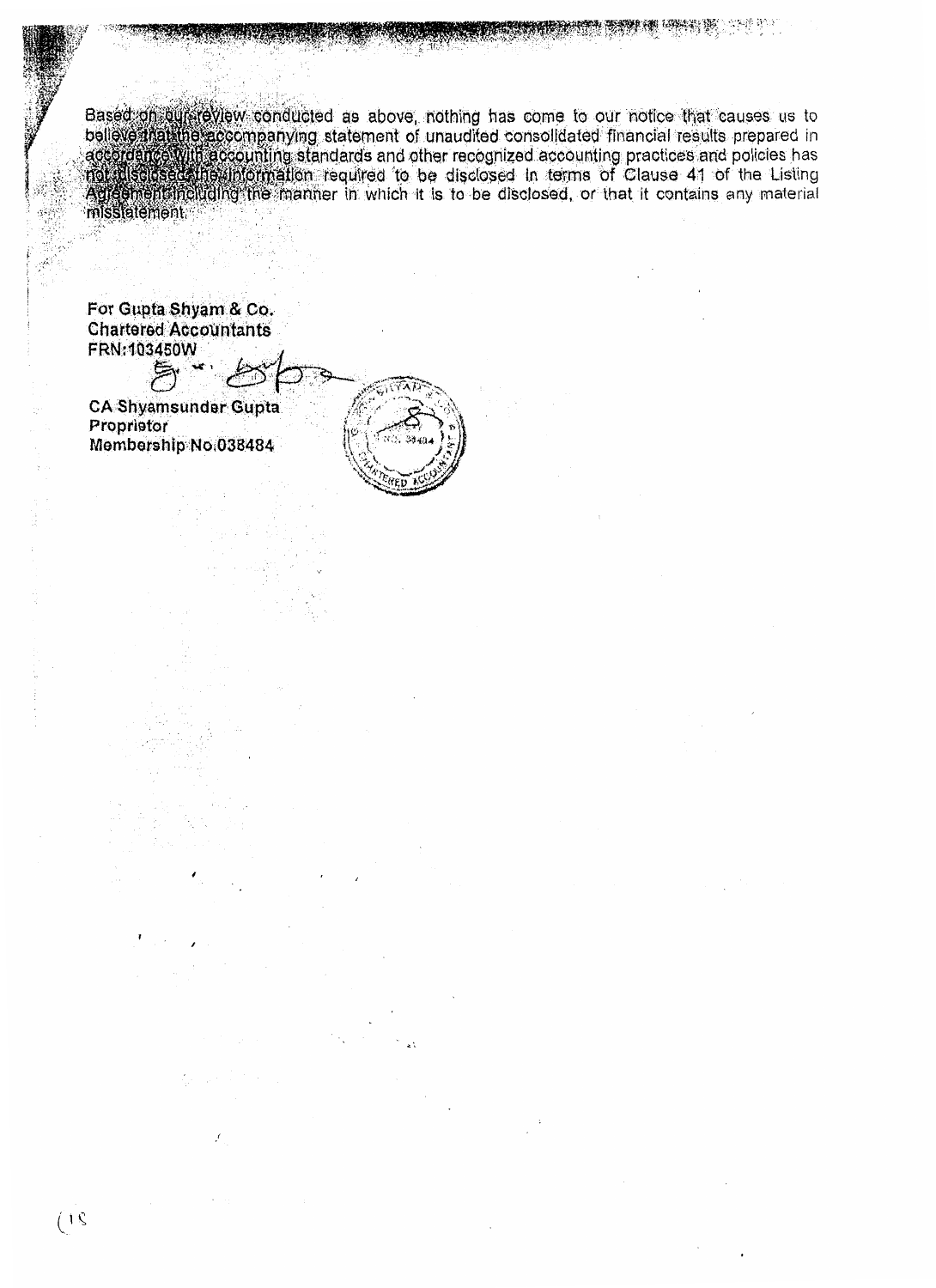Based on our review conducted as above, nothing has come to our notice that causes us to believe that the accompanying statement of unaudited consolidated financial results prepared in accordance with accounting standards and other recognized accounting practices and policies has not disclosed the information required to be disclosed in terms of Clause 41 of the Listing Agreement including the manner in which it is to be disclosed, or that it contains any material misstatement.

**For Gupta Shyam & Co.**
**Chartered Accountants**
**FRN:103450W**

**CA Shyamsunder Gupta**
**Proprietor**
**Membership No.038484**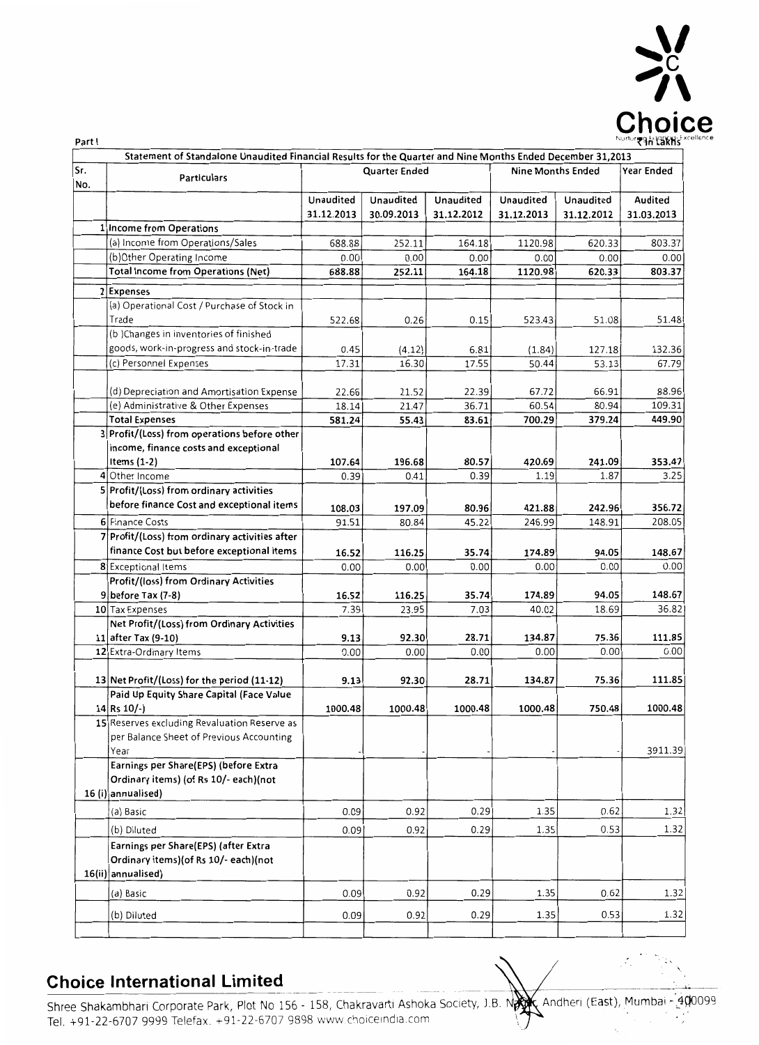Part I

₹ in Lakhs

## Statement of Standalone Unaudited Financial Results for the Quarter and Nine Months Ended December 31,2013

| Sr. No. | Particulars | Quarter Ended | | | Nine Months Ended | | Year Ended |
|---|---|---|---|---|---|---|---|
| | | Unaudited 31.12.2013 | Unaudited 30.09.2013 | Unaudited 31.12.2012 | Unaudited 31.12.2013 | Unaudited 31.12.2012 | Audited 31.03.2013 |
| 1 | **Income from Operations** | | | | | | |
| | (a) Income from Operations/Sales | 688.88 | 252.11 | 164.18 | 1120.98 | 620.33 | 803.37 |
| | (b)Other Operating Income | 0.00 | 0.00 | 0.00 | 0.00 | 0.00 | 0.00 |
| | **Total Income from Operations (Net)** | **688.88** | **252.11** | **164.18** | **1120.98** | **620.33** | **803.37** |
| 2 | **Expenses** | | | | | | |
| | (a) Operational Cost / Purchase of Stock in Trade | 522.68 | 0.26 | 0.15 | 523.43 | 51.08 | 51.48 |
| | (b )Changes in inventories of finished goods, work-in-progress and stock-in-trade | 0.45 | (4.12) | 6.81 | (1.84) | 127.18 | 132.36 |
| | (c) Personnel Expenses | 17.31 | 16.30 | 17.55 | 50.44 | 53.13 | 67.79 |
| | (d) Depreciation and Amortisation Expense | 22.66 | 21.52 | 22.39 | 67.72 | 66.91 | 88.96 |
| | (e) Administrative & Other Expenses | 18.14 | 21.47 | 36.71 | 60.54 | 80.94 | 109.31 |
| | **Total Expenses** | **581.24** | **55.43** | **83.61** | **700.29** | **379.24** | **449.90** |
| 3 | **Profit/(Loss) from operations before other income, finance costs and exceptional Items (1-2)** | **107.64** | **196.68** | **80.57** | **420.69** | **241.09** | **353.47** |
| 4 | Other Income | 0.39 | 0.41 | 0.39 | 1.19 | 1.87 | 3.25 |
| 5 | **Profit/(Loss) from ordinary activities before finance Cost and exceptional items** | **108.03** | **197.09** | **80.96** | **421.88** | **242.96** | **356.72** |
| 6 | Finance Costs | 91.51 | 80.84 | 45.22 | 246.99 | 148.91 | 208.05 |
| 7 | **Profit/(Loss) from ordinary activities after finance Cost but before exceptional items** | **16.52** | **116.25** | **35.74** | **174.89** | **94.05** | **148.67** |
| 8 | Exceptional Items | 0.00 | 0.00 | 0.00 | 0.00 | 0.00 | 0.00 |
| 9 | **Profit/(loss) from Ordinary Activities before Tax (7-8)** | **16.52** | **116.25** | **35.74** | **174.89** | **94.05** | **148.67** |
| 10 | Tax Expenses | 7.39 | 23.95 | 7.03 | 40.02 | 18.69 | 36.82 |
| 11 | **Net Profit/(Loss) from Ordinary Activities after Tax (9-10)** | **9.13** | **92.30** | **28.71** | **134.87** | **75.36** | **111.85** |
| 12 | Extra-Ordinary Items | 0.00 | 0.00 | 0.00 | 0.00 | 0.00 | 0.00 |
| 13 | **Net Profit/(Loss) for the period (11-12)** | **9.13** | **92.30** | **28.71** | **134.87** | **75.36** | **111.85** |
| 14 | **Paid Up Equity Share Capital (Face Value Rs 10/-)** | **1000.48** | **1000.48** | **1000.48** | **1000.48** | **750.48** | **1000.48** |
| 15 | Reserves excluding Revaluation Reserve as per Balance Sheet of Previous Accounting Year | - | - | - | - | - | 3911.39 |
| 16 (i) | **Earnings per Share(EPS) (before Extra Ordinary items) (of Rs 10/- each)(not annualised)** | | | | | | |
| | (a) Basic | 0.09 | 0.92 | 0.29 | 1.35 | 0.62 | 1.32 |
| | (b) Diluted | 0.09 | 0.92 | 0.29 | 1.35 | 0.53 | 1.32 |
| 16(ii) | **Earnings per Share(EPS) (after Extra Ordinary items)(of Rs 10/- each)(not annualised)** | | | | | | |
| | (a) Basic | 0.09 | 0.92 | 0.29 | 1.35 | 0.62 | 1.32 |
| | (b) Diluted | 0.09 | 0.92 | 0.29 | 1.35 | 0.53 | 1.32 |

## Choice International Limited

Shree Shakambhari Corporate Park, Plot No 156 - 158, Chakravarti Ashoka Society, J.B. Nagar, Andheri (East), Mumbai - 400099
Tel. +91-22-6707 9999 Telefax. +91-22-6707 9898 www.choiceindia.com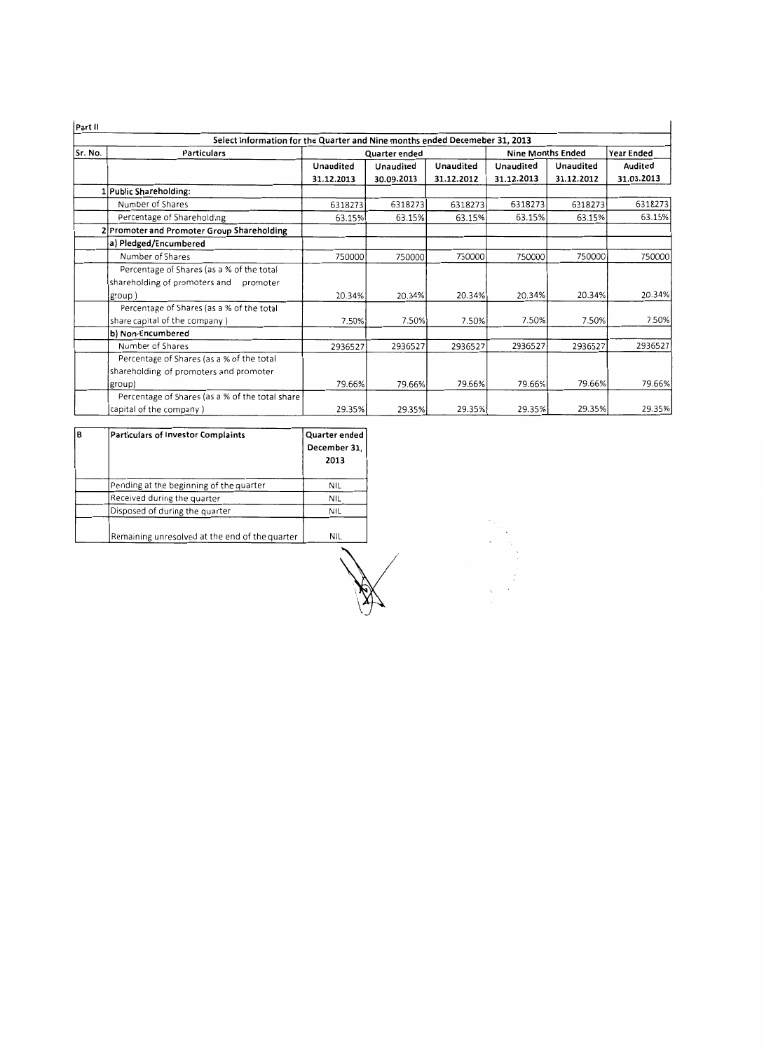Part II

| Select Information for the Quarter and Nine months ended Decemeber 31, 2013 | | | | | | | |
|---|---|---|---|---|---|---|---|
| Sr. No. | Particulars | Quarter ended | | | Nine Months Ended | | Year Ended |
| | | Unaudited 31.12.2013 | Unaudited 30.09.2013 | Unaudited 31.12.2012 | Unaudited 31.12.2013 | Unaudited 31.12.2012 | Audited 31.03.2013 |
| 1 | **Public Shareholding:** | | | | | | |
| | Number of Shares | 6318273 | 6318273 | 6318273 | 6318273 | 6318273 | 6318273 |
| | Percentage of Shareholding | 63.15% | 63.15% | 63.15% | 63.15% | 63.15% | 63.15% |
| 2 | **Promoter and Promoter Group Shareholding** | | | | | | |
| | **a) Pledged/Encumbered** | | | | | | |
| | Number of Shares | 750000 | 750000 | 750000 | 750000 | 750000 | 750000 |
| | Percentage of Shares (as a % of the total shareholding of promoters and promoter group) | 20.34% | 20.34% | 20.34% | 20.34% | 20.34% | 20.34% |
| | Percentage of Shares (as a % of the total share capital of the company) | 7.50% | 7.50% | 7.50% | 7.50% | 7.50% | 7.50% |
| | **b) Non-Encumbered** | | | | | | |
| | Number of Shares | 2936527 | 2936527 | 2936527 | 2936527 | 2936527 | 2936527 |
| | Percentage of Shares (as a % of the total shareholding of promoters and promoter group) | 79.66% | 79.66% | 79.66% | 79.66% | 79.66% | 79.66% |
| | Percentage of Shares (as a % of the total share capital of the company) | 29.35% | 29.35% | 29.35% | 29.35% | 29.35% | 29.35% |

| B | Particulars of Investor Complaints | Quarter ended December 31, 2013 |
|---|---|---|
| | Pending at the beginning of the quarter | NIL |
| | Received during the quarter | NIL |
| | Disposed of during the quarter | NIL |
| | Remaining unresolved at the end of the quarter | NIL |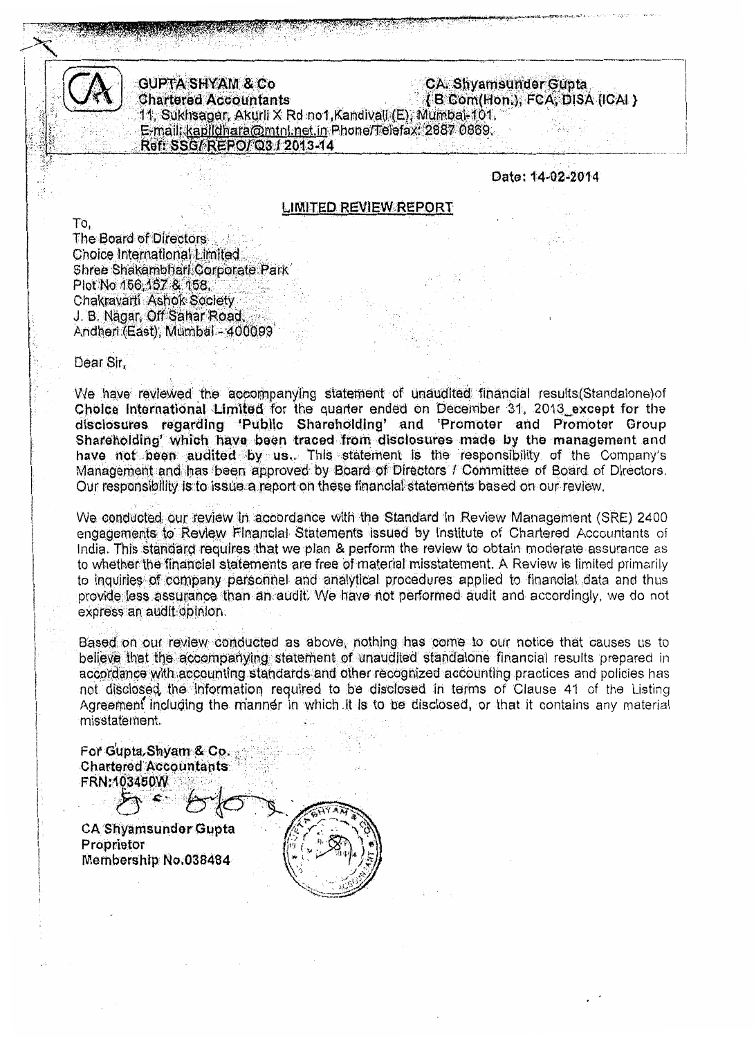**GUPTA SHYAM & Co**
**Chartered Accountants**

**CA. Shyamsunder Gupta**
**( B Com(Hon.), FCA, DISA (ICAI )**

11, Sukhsagar, Akurli X Rd no1,Kandivali (E), Mumbai-101.
E-mail: kapildhara@mtnl.net.in Phone/Telefax: 2887 0869.
Ref: SSG/REPO/Q3 / 2013-14

Date: 14-02-2014

## LIMITED REVIEW REPORT

To,
The Board of Directors
Choice International Limited
Shree Shakambhari Corporate Park
Plot No 156,157 & 158,
Chakravarti Ashok Society
J. B. Nagar, Off Sahar Road,
Andheri (East), Mumbai - 400099

Dear Sir,

We have reviewed the accompanying statement of unaudited financial results(Standalone)of **Choice International Limited** for the quarter ended on December 31, 2013_**except for the disclosures regarding 'Public Shareholding' and 'Promoter and Promoter Group Shareholding' which have been traced from disclosures made by the management and have not been audited by us.**. This statement is the responsibility of the Company's Management and has been approved by Board of Directors / Committee of Board of Directors. Our responsibility is to issue a report on these financial statements based on our review.

We conducted our review in accordance with the Standard in Review Management (SRE) 2400 engagements to Review Financial Statements issued by Institute of Chartered Accountants of India. This standard requires that we plan & perform the review to obtain moderate assurance as to whether the financial statements are free of material misstatement. A Review is limited primarily to inquiries of company personnel and analytical procedures applied to financial data and thus provide less assurance than an audit. We have not performed audit and accordingly, we do not express an audit opinion.

Based on our review conducted as above, nothing has come to our notice that causes us to believe that the accompanying statement of unaudited standalone financial results prepared in accordance with accounting standards and other recognized accounting practices and policies has not disclosed the information required to be disclosed in terms of Clause 41 of the Listing Agreement including the manner in which it is to be disclosed, or that it contains any material misstatement.

**For Gupta Shyam & Co.**
**Chartered Accountants**
**FRN:103450W**

**CA Shyamsunder Gupta**
**Proprietor**
**Membership No.038484**